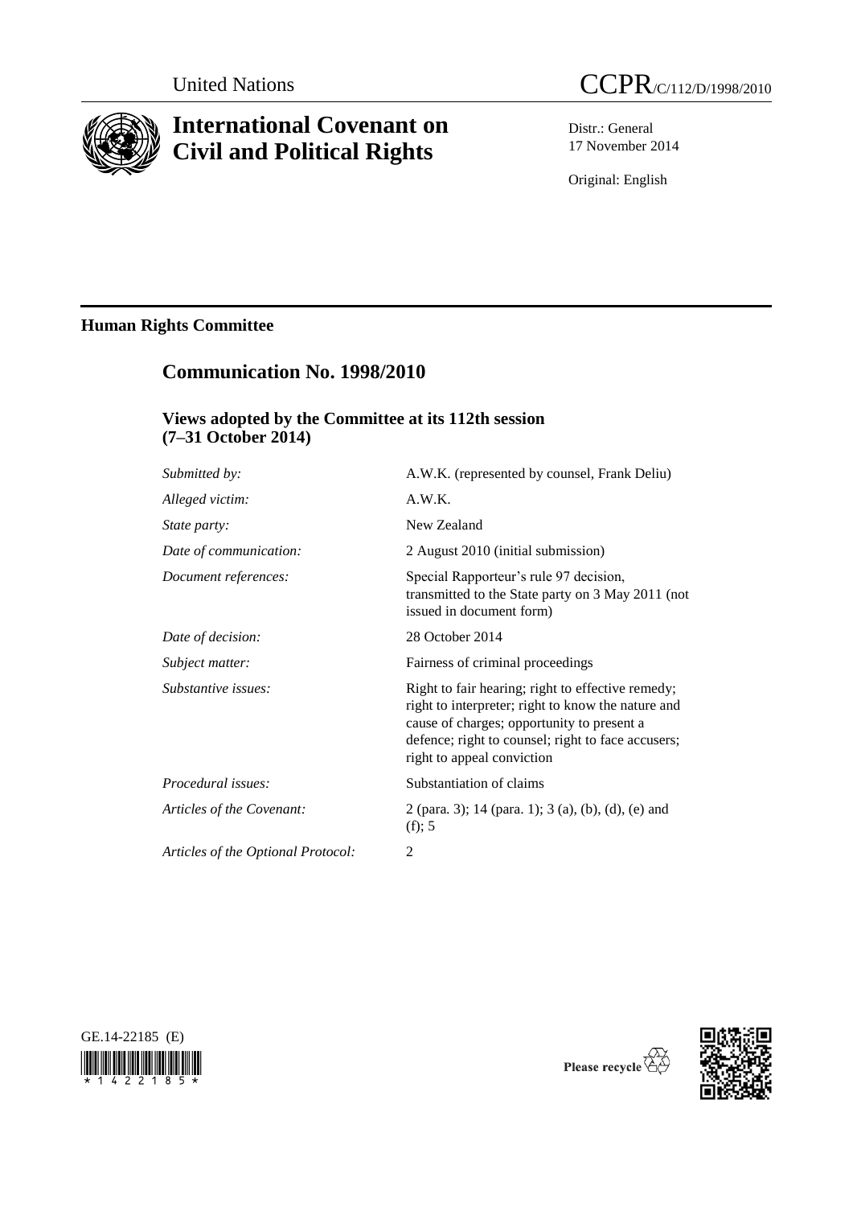United Nations

CCPR/C/112/D/1998/2010

# International Covenant on Civil and Political Rights

Distr.: General
17 November 2014

Original: English

## Human Rights Committee

## Communication No. 1998/2010

### Views adopted by the Committee at its 112th session (7–31 October 2014)

| | |
|---|---|
| *Submitted by:* | A.W.K. (represented by counsel, Frank Deliu) |
| *Alleged victim:* | A.W.K. |
| *State party:* | New Zealand |
| *Date of communication:* | 2 August 2010 (initial submission) |
| *Document references:* | Special Rapporteur's rule 97 decision, transmitted to the State party on 3 May 2011 (not issued in document form) |
| *Date of decision:* | 28 October 2014 |
| *Subject matter:* | Fairness of criminal proceedings |
| *Substantive issues:* | Right to fair hearing; right to effective remedy; right to interpreter; right to know the nature and cause of charges; opportunity to present a defence; right to counsel; right to face accusers; right to appeal conviction |
| *Procedural issues:* | Substantiation of claims |
| *Articles of the Covenant:* | 2 (para. 3); 14 (para. 1); 3 (a), (b), (d), (e) and (f); 5 |
| *Articles of the Optional Protocol:* | 2 |

GE.14-22185 (E)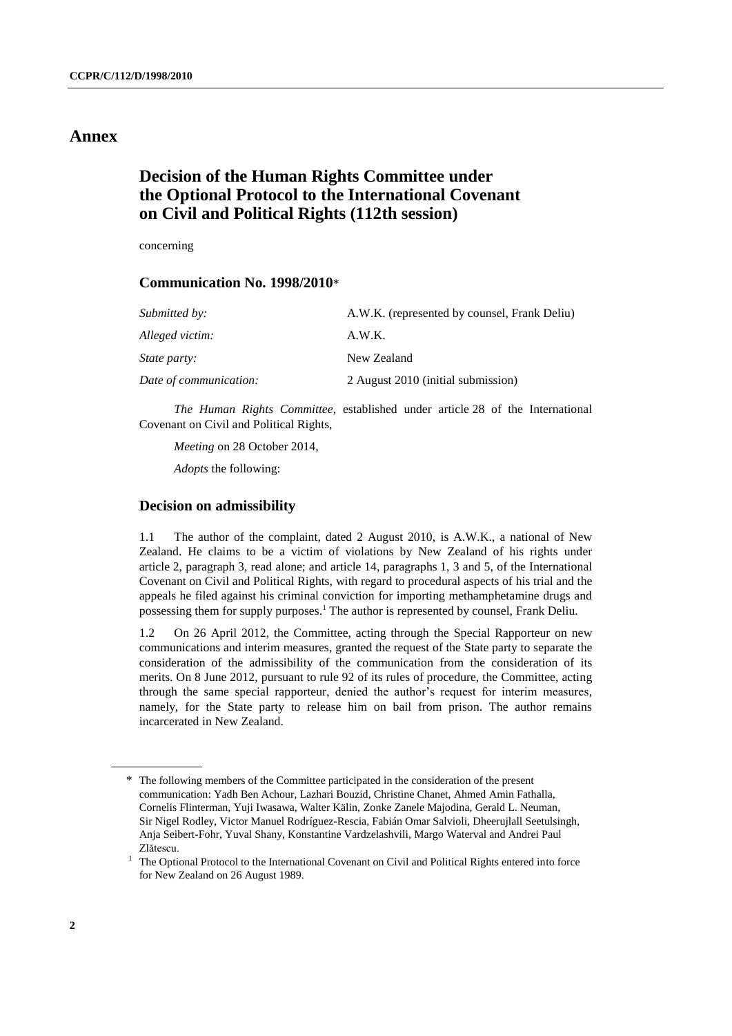# Annex

## Decision of the Human Rights Committee under the Optional Protocol to the International Covenant on Civil and Political Rights (112th session)

concerning

### Communication No. 1998/2010*

| | |
|---|---|
| *Submitted by:* | A.W.K. (represented by counsel, Frank Deliu) |
| *Alleged victim:* | A.W.K. |
| *State party:* | New Zealand |
| *Date of communication:* | 2 August 2010 (initial submission) |

*The Human Rights Committee*, established under article 28 of the International Covenant on Civil and Political Rights,

*Meeting* on 28 October 2014,

*Adopts* the following:

### Decision on admissibility

1.1 The author of the complaint, dated 2 August 2010, is A.W.K., a national of New Zealand. He claims to be a victim of violations by New Zealand of his rights under article 2, paragraph 3, read alone; and article 14, paragraphs 1, 3 and 5, of the International Covenant on Civil and Political Rights, with regard to procedural aspects of his trial and the appeals he filed against his criminal conviction for importing methamphetamine drugs and possessing them for supply purposes.[1] The author is represented by counsel, Frank Deliu.

1.2 On 26 April 2012, the Committee, acting through the Special Rapporteur on new communications and interim measures, granted the request of the State party to separate the consideration of the admissibility of the communication from the consideration of its merits. On 8 June 2012, pursuant to rule 92 of its rules of procedure, the Committee, acting through the same special rapporteur, denied the author's request for interim measures, namely, for the State party to release him on bail from prison. The author remains incarcerated in New Zealand.

---

\* The following members of the Committee participated in the consideration of the present communication: Yadh Ben Achour, Lazhari Bouzid, Christine Chanet, Ahmed Amin Fathalla, Cornelis Flinterman, Yuji Iwasawa, Walter Kälin, Zonke Zanele Majodina, Gerald L. Neuman, Sir Nigel Rodley, Victor Manuel Rodríguez-Rescia, Fabián Omar Salvioli, Dheerujlall Seetulsingh, Anja Seibert-Fohr, Yuval Shany, Konstantine Vardzelashvili, Margo Waterval and Andrei Paul Zlătescu.

[1] The Optional Protocol to the International Covenant on Civil and Political Rights entered into force for New Zealand on 26 August 1989.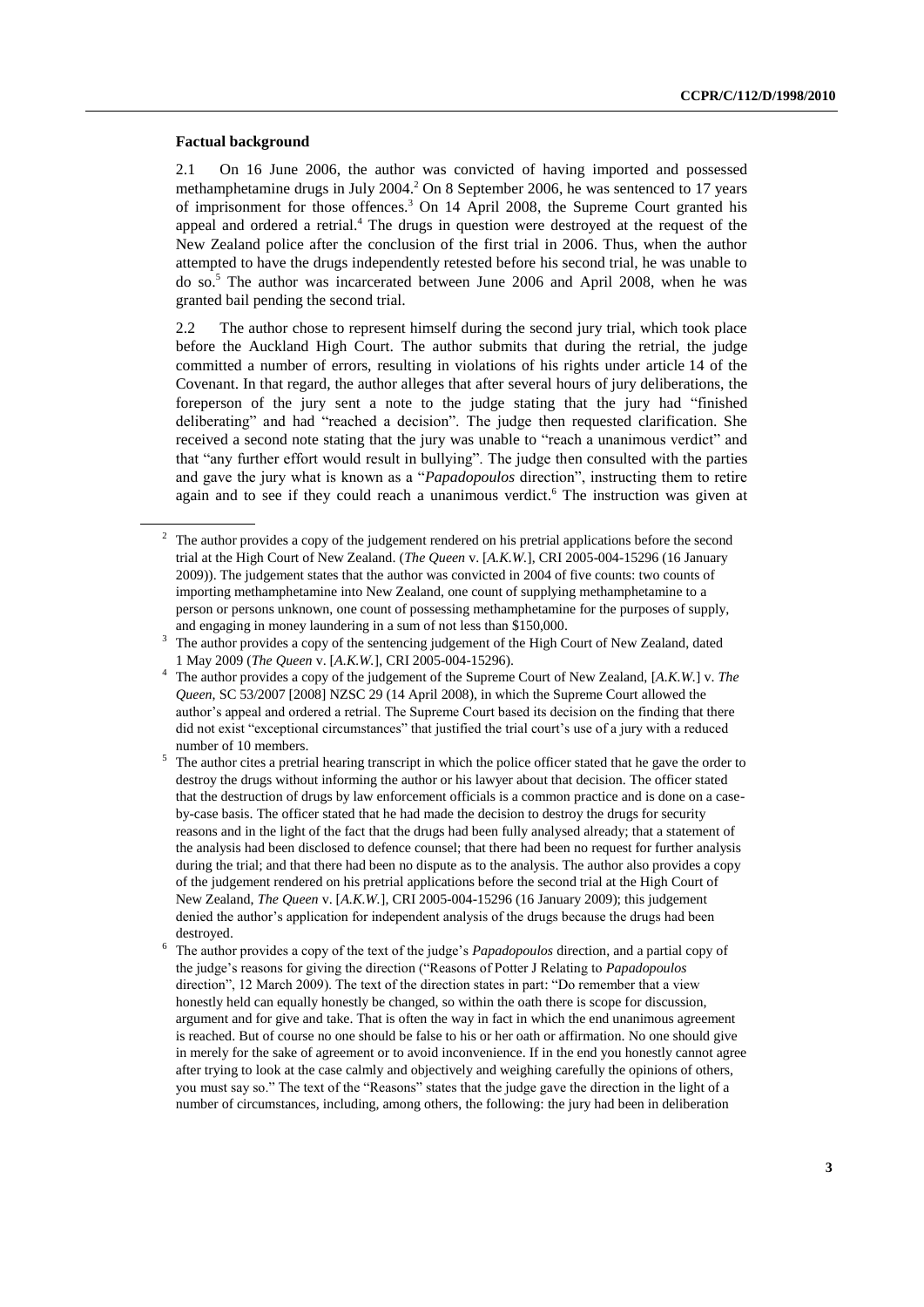### Factual background

2.1 On 16 June 2006, the author was convicted of having imported and possessed methamphetamine drugs in July 2004.[2] On 8 September 2006, he was sentenced to 17 years of imprisonment for those offences.[3] On 14 April 2008, the Supreme Court granted his appeal and ordered a retrial.[4] The drugs in question were destroyed at the request of the New Zealand police after the conclusion of the first trial in 2006. Thus, when the author attempted to have the drugs independently retested before his second trial, he was unable to do so.[5] The author was incarcerated between June 2006 and April 2008, when he was granted bail pending the second trial.

2.2 The author chose to represent himself during the second jury trial, which took place before the Auckland High Court. The author submits that during the retrial, the judge committed a number of errors, resulting in violations of his rights under article 14 of the Covenant. In that regard, the author alleges that after several hours of jury deliberations, the foreperson of the jury sent a note to the judge stating that the jury had "finished deliberating" and had "reached a decision". The judge then requested clarification. She received a second note stating that the jury was unable to "reach a unanimous verdict" and that "any further effort would result in bullying". The judge then consulted with the parties and gave the jury what is known as a "*Papadopoulos* direction", instructing them to retire again and to see if they could reach a unanimous verdict.[6] The instruction was given at

---

[2] The author provides a copy of the judgement rendered on his pretrial applications before the second trial at the High Court of New Zealand. (*The Queen* v. [*A.K.W.*], CRI 2005-004-15296 (16 January 2009)). The judgement states that the author was convicted in 2004 of five counts: two counts of importing methamphetamine into New Zealand, one count of supplying methamphetamine to a person or persons unknown, one count of possessing methamphetamine for the purposes of supply, and engaging in money laundering in a sum of not less than $150,000.

[3] The author provides a copy of the sentencing judgement of the High Court of New Zealand, dated 1 May 2009 (*The Queen* v. [*A.K.W.*], CRI 2005-004-15296).

[4] The author provides a copy of the judgement of the Supreme Court of New Zealand, [*A.K.W.*] v. *The Queen*, SC 53/2007 [2008] NZSC 29 (14 April 2008), in which the Supreme Court allowed the author's appeal and ordered a retrial. The Supreme Court based its decision on the finding that there did not exist "exceptional circumstances" that justified the trial court's use of a jury with a reduced number of 10 members.

[5] The author cites a pretrial hearing transcript in which the police officer stated that he gave the order to destroy the drugs without informing the author or his lawyer about that decision. The officer stated that the destruction of drugs by law enforcement officials is a common practice and is done on a case-by-case basis. The officer stated that he had made the decision to destroy the drugs for security reasons and in the light of the fact that the drugs had been fully analysed already; that a statement of the analysis had been disclosed to defence counsel; that there had been no request for further analysis during the trial; and that there had been no dispute as to the analysis. The author also provides a copy of the judgement rendered on his pretrial applications before the second trial at the High Court of New Zealand, *The Queen* v. [*A.K.W.*], CRI 2005-004-15296 (16 January 2009); this judgement denied the author's application for independent analysis of the drugs because the drugs had been destroyed.

[6] The author provides a copy of the text of the judge's *Papadopoulos* direction, and a partial copy of the judge's reasons for giving the direction ("Reasons of Potter J Relating to *Papadopoulos* direction", 12 March 2009). The text of the direction states in part: "Do remember that a view honestly held can equally honestly be changed, so within the oath there is scope for discussion, argument and for give and take. That is often the way in fact in which the end unanimous agreement is reached. But of course no one should be false to his or her oath or affirmation. No one should give in merely for the sake of agreement or to avoid inconvenience. If in the end you honestly cannot agree after trying to look at the case calmly and objectively and weighing carefully the opinions of others, you must say so." The text of the "Reasons" states that the judge gave the direction in the light of a number of circumstances, including, among others, the following: the jury had been in deliberation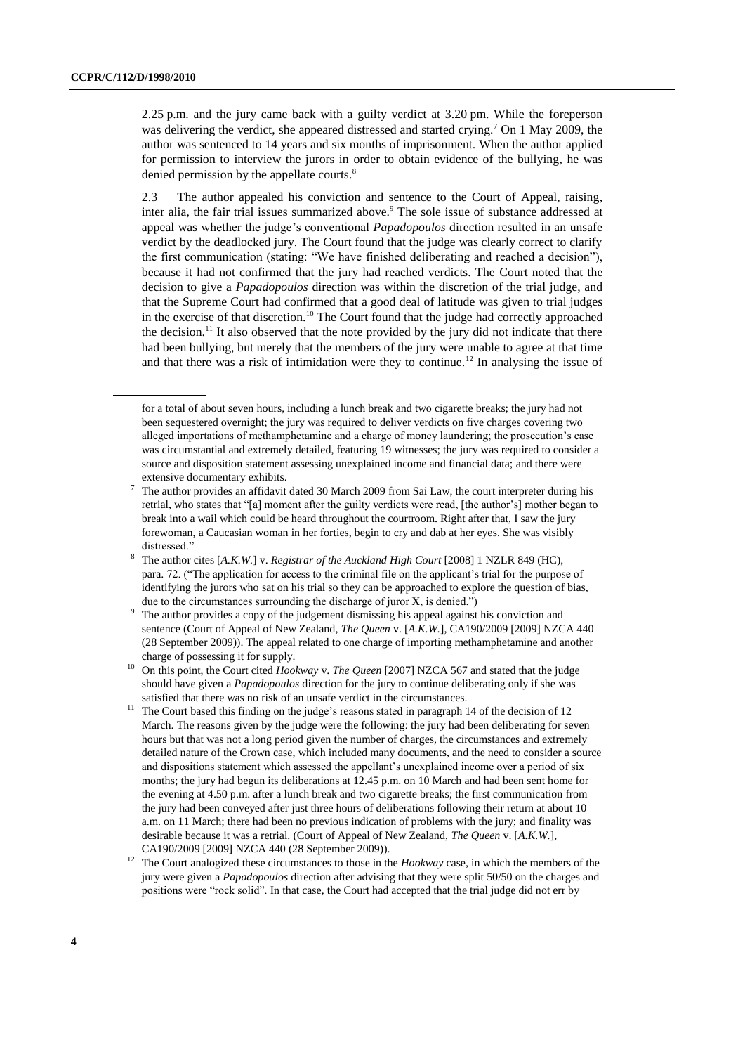2.25 p.m. and the jury came back with a guilty verdict at 3.20 pm. While the foreperson was delivering the verdict, she appeared distressed and started crying.[7] On 1 May 2009, the author was sentenced to 14 years and six months of imprisonment. When the author applied for permission to interview the jurors in order to obtain evidence of the bullying, he was denied permission by the appellate courts.[8]

2.3 The author appealed his conviction and sentence to the Court of Appeal, raising, inter alia, the fair trial issues summarized above.[9] The sole issue of substance addressed at appeal was whether the judge's conventional *Papadopoulos* direction resulted in an unsafe verdict by the deadlocked jury. The Court found that the judge was clearly correct to clarify the first communication (stating: "We have finished deliberating and reached a decision"), because it had not confirmed that the jury had reached verdicts. The Court noted that the decision to give a *Papadopoulos* direction was within the discretion of the trial judge, and that the Supreme Court had confirmed that a good deal of latitude was given to trial judges in the exercise of that discretion.[10] The Court found that the judge had correctly approached the decision.[11] It also observed that the note provided by the jury did not indicate that there had been bullying, but merely that the members of the jury were unable to agree at that time and that there was a risk of intimidation were they to continue.[12] In analysing the issue of

---

for a total of about seven hours, including a lunch break and two cigarette breaks; the jury had not been sequestered overnight; the jury was required to deliver verdicts on five charges covering two alleged importations of methamphetamine and a charge of money laundering; the prosecution's case was circumstantial and extremely detailed, featuring 19 witnesses; the jury was required to consider a source and disposition statement assessing unexplained income and financial data; and there were extensive documentary exhibits.

[7] The author provides an affidavit dated 30 March 2009 from Sai Law, the court interpreter during his retrial, who states that "[a] moment after the guilty verdicts were read, [the author's] mother began to break into a wail which could be heard throughout the courtroom. Right after that, I saw the jury forewoman, a Caucasian woman in her forties, begin to cry and dab at her eyes. She was visibly distressed."

[8] The author cites [*A.K.W.*] v. *Registrar of the Auckland High Court* [2008] 1 NZLR 849 (HC), para. 72. ("The application for access to the criminal file on the applicant's trial for the purpose of identifying the jurors who sat on his trial so they can be approached to explore the question of bias, due to the circumstances surrounding the discharge of juror X, is denied.")

[9] The author provides a copy of the judgement dismissing his appeal against his conviction and sentence (Court of Appeal of New Zealand, *The Queen* v. [*A.K.W.*], CA190/2009 [2009] NZCA 440 (28 September 2009)). The appeal related to one charge of importing methamphetamine and another charge of possessing it for supply.

[10] On this point, the Court cited *Hookway* v. *The Queen* [2007] NZCA 567 and stated that the judge should have given a *Papadopoulos* direction for the jury to continue deliberating only if she was satisfied that there was no risk of an unsafe verdict in the circumstances.

[11] The Court based this finding on the judge's reasons stated in paragraph 14 of the decision of 12 March. The reasons given by the judge were the following: the jury had been deliberating for seven hours but that was not a long period given the number of charges, the circumstances and extremely detailed nature of the Crown case, which included many documents, and the need to consider a source and dispositions statement which assessed the appellant's unexplained income over a period of six months; the jury had begun its deliberations at 12.45 p.m. on 10 March and had been sent home for the evening at 4.50 p.m. after a lunch break and two cigarette breaks; the first communication from the jury had been conveyed after just three hours of deliberations following their return at about 10 a.m. on 11 March; there had been no previous indication of problems with the jury; and finality was desirable because it was a retrial. (Court of Appeal of New Zealand, *The Queen* v. [*A.K.W.*], CA190/2009 [2009] NZCA 440 (28 September 2009)).

[12] The Court analogized these circumstances to those in the *Hookway* case, in which the members of the jury were given a *Papadopoulos* direction after advising that they were split 50/50 on the charges and positions were "rock solid". In that case, the Court had accepted that the trial judge did not err by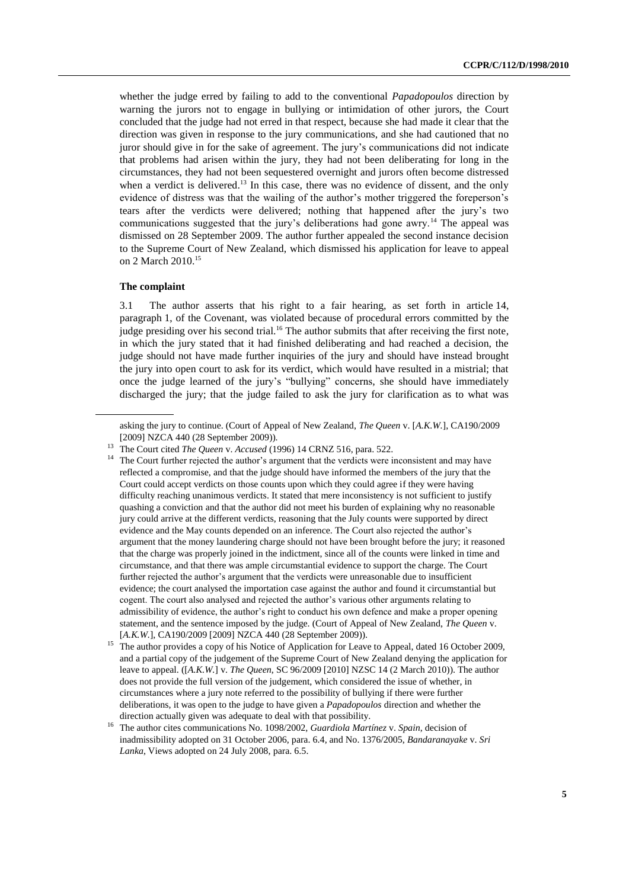whether the judge erred by failing to add to the conventional *Papadopoulos* direction by warning the jurors not to engage in bullying or intimidation of other jurors, the Court concluded that the judge had not erred in that respect, because she had made it clear that the direction was given in response to the jury communications, and she had cautioned that no juror should give in for the sake of agreement. The jury's communications did not indicate that problems had arisen within the jury, they had not been deliberating for long in the circumstances, they had not been sequestered overnight and jurors often become distressed when a verdict is delivered.[13] In this case, there was no evidence of dissent, and the only evidence of distress was that the wailing of the author's mother triggered the foreperson's tears after the verdicts were delivered; nothing that happened after the jury's two communications suggested that the jury's deliberations had gone awry.[14] The appeal was dismissed on 28 September 2009. The author further appealed the second instance decision to the Supreme Court of New Zealand, which dismissed his application for leave to appeal on 2 March 2010.[15]

**The complaint**

3.1 The author asserts that his right to a fair hearing, as set forth in article 14, paragraph 1, of the Covenant, was violated because of procedural errors committed by the judge presiding over his second trial.[16] The author submits that after receiving the first note, in which the jury stated that it had finished deliberating and had reached a decision, the judge should not have made further inquiries of the jury and should have instead brought the jury into open court to ask for its verdict, which would have resulted in a mistrial; that once the judge learned of the jury's "bullying" concerns, she should have immediately discharged the jury; that the judge failed to ask the jury for clarification as to what was

---

asking the jury to continue. (Court of Appeal of New Zealand, *The Queen* v. [*A.K.W.*], CA190/2009 [2009] NZCA 440 (28 September 2009)).

[13] The Court cited *The Queen* v. *Accused* (1996) 14 CRNZ 516, para. 522.

[14] The Court further rejected the author's argument that the verdicts were inconsistent and may have reflected a compromise, and that the judge should have informed the members of the jury that the Court could accept verdicts on those counts upon which they could agree if they were having difficulty reaching unanimous verdicts. It stated that mere inconsistency is not sufficient to justify quashing a conviction and that the author did not meet his burden of explaining why no reasonable jury could arrive at the different verdicts, reasoning that the July counts were supported by direct evidence and the May counts depended on an inference. The Court also rejected the author's argument that the money laundering charge should not have been brought before the jury; it reasoned that the charge was properly joined in the indictment, since all of the counts were linked in time and circumstance, and that there was ample circumstantial evidence to support the charge. The Court further rejected the author's argument that the verdicts were unreasonable due to insufficient evidence; the court analysed the importation case against the author and found it circumstantial but cogent. The court also analysed and rejected the author's various other arguments relating to admissibility of evidence, the author's right to conduct his own defence and make a proper opening statement, and the sentence imposed by the judge. (Court of Appeal of New Zealand, *The Queen* v. [*A.K.W.*], CA190/2009 [2009] NZCA 440 (28 September 2009)).

[15] The author provides a copy of his Notice of Application for Leave to Appeal, dated 16 October 2009, and a partial copy of the judgement of the Supreme Court of New Zealand denying the application for leave to appeal. ([*A.K.W.*] v. *The Queen*, SC 96/2009 [2010] NZSC 14 (2 March 2010)). The author does not provide the full version of the judgement, which considered the issue of whether, in circumstances where a jury note referred to the possibility of bullying if there were further deliberations, it was open to the judge to have given a *Papadopoulos* direction and whether the direction actually given was adequate to deal with that possibility.

[16] The author cites communications No. 1098/2002, *Guardiola Martínez* v. *Spain*, decision of inadmissibility adopted on 31 October 2006, para. 6.4, and No. 1376/2005, *Bandaranayake* v. *Sri Lanka*, Views adopted on 24 July 2008, para. 6.5.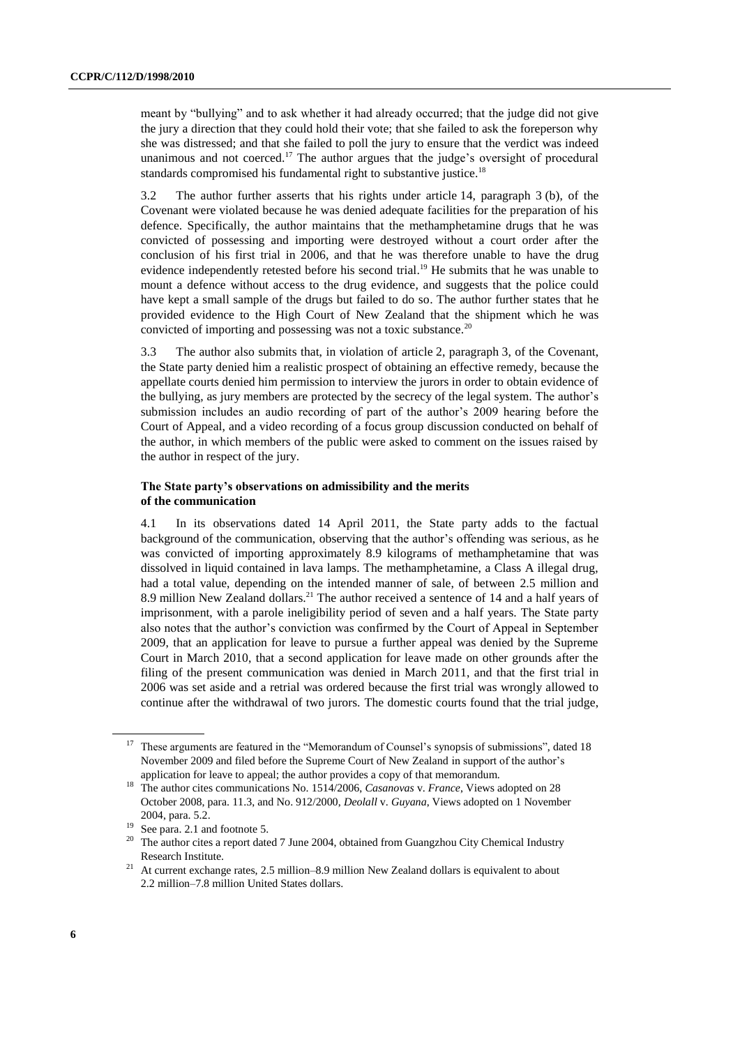meant by "bullying" and to ask whether it had already occurred; that the judge did not give the jury a direction that they could hold their vote; that she failed to ask the foreperson why she was distressed; and that she failed to poll the jury to ensure that the verdict was indeed unanimous and not coerced.[17] The author argues that the judge's oversight of procedural standards compromised his fundamental right to substantive justice.[18]

3.2 The author further asserts that his rights under article 14, paragraph 3 (b), of the Covenant were violated because he was denied adequate facilities for the preparation of his defence. Specifically, the author maintains that the methamphetamine drugs that he was convicted of possessing and importing were destroyed without a court order after the conclusion of his first trial in 2006, and that he was therefore unable to have the drug evidence independently retested before his second trial.[19] He submits that he was unable to mount a defence without access to the drug evidence, and suggests that the police could have kept a small sample of the drugs but failed to do so. The author further states that he provided evidence to the High Court of New Zealand that the shipment which he was convicted of importing and possessing was not a toxic substance.[20]

3.3 The author also submits that, in violation of article 2, paragraph 3, of the Covenant, the State party denied him a realistic prospect of obtaining an effective remedy, because the appellate courts denied him permission to interview the jurors in order to obtain evidence of the bullying, as jury members are protected by the secrecy of the legal system. The author's submission includes an audio recording of part of the author's 2009 hearing before the Court of Appeal, and a video recording of a focus group discussion conducted on behalf of the author, in which members of the public were asked to comment on the issues raised by the author in respect of the jury.

### The State party's observations on admissibility and the merits of the communication

4.1 In its observations dated 14 April 2011, the State party adds to the factual background of the communication, observing that the author's offending was serious, as he was convicted of importing approximately 8.9 kilograms of methamphetamine that was dissolved in liquid contained in lava lamps. The methamphetamine, a Class A illegal drug, had a total value, depending on the intended manner of sale, of between 2.5 million and 8.9 million New Zealand dollars.[21] The author received a sentence of 14 and a half years of imprisonment, with a parole ineligibility period of seven and a half years. The State party also notes that the author's conviction was confirmed by the Court of Appeal in September 2009, that an application for leave to pursue a further appeal was denied by the Supreme Court in March 2010, that a second application for leave made on other grounds after the filing of the present communication was denied in March 2011, and that the first trial in 2006 was set aside and a retrial was ordered because the first trial was wrongly allowed to continue after the withdrawal of two jurors. The domestic courts found that the trial judge,

---

[17] These arguments are featured in the "Memorandum of Counsel's synopsis of submissions", dated 18 November 2009 and filed before the Supreme Court of New Zealand in support of the author's application for leave to appeal; the author provides a copy of that memorandum.

[18] The author cites communications No. 1514/2006, *Casanovas* v. *France*, Views adopted on 28 October 2008, para. 11.3, and No. 912/2000, *Deolall* v. *Guyana*, Views adopted on 1 November 2004, para. 5.2.

[19] See para. 2.1 and footnote 5.

[20] The author cites a report dated 7 June 2004, obtained from Guangzhou City Chemical Industry Research Institute.

[21] At current exchange rates, 2.5 million–8.9 million New Zealand dollars is equivalent to about 2.2 million–7.8 million United States dollars.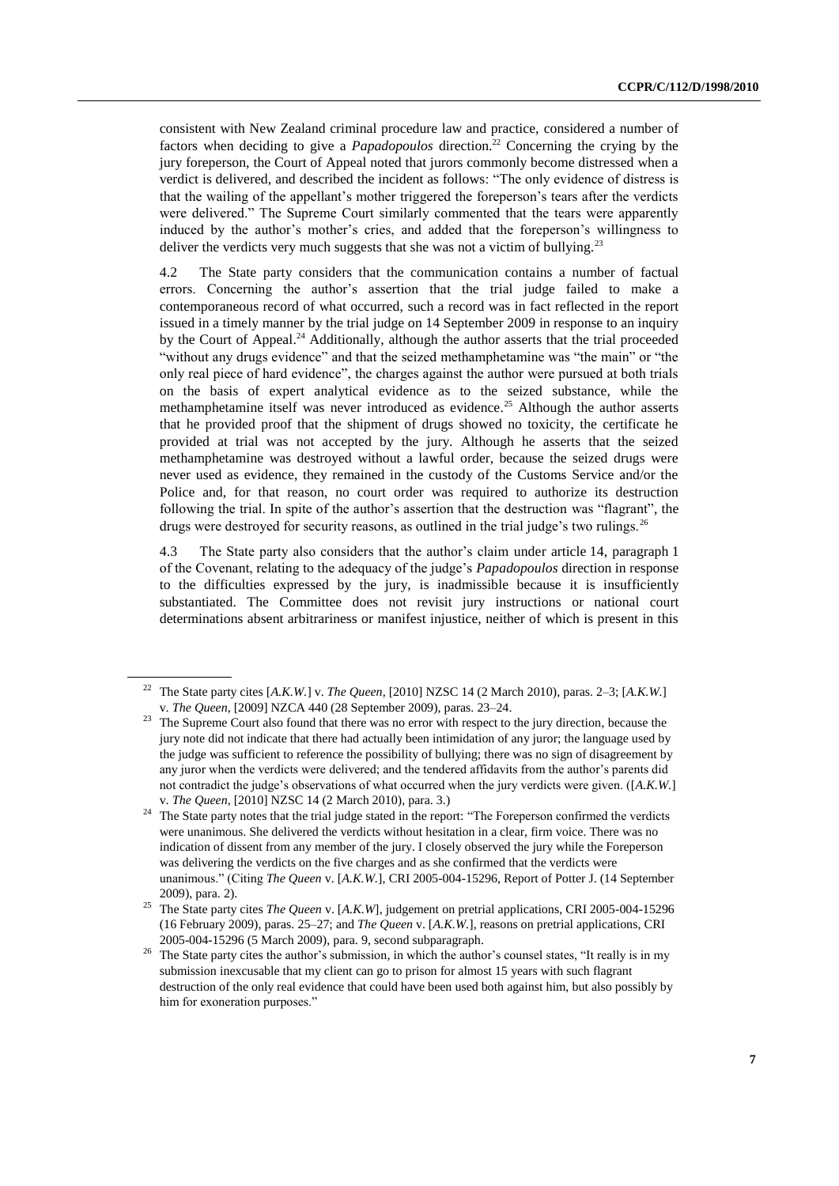consistent with New Zealand criminal procedure law and practice, considered a number of factors when deciding to give a *Papadopoulos* direction.[22] Concerning the crying by the jury foreperson, the Court of Appeal noted that jurors commonly become distressed when a verdict is delivered, and described the incident as follows: "The only evidence of distress is that the wailing of the appellant's mother triggered the foreperson's tears after the verdicts were delivered." The Supreme Court similarly commented that the tears were apparently induced by the author's mother's cries, and added that the foreperson's willingness to deliver the verdicts very much suggests that she was not a victim of bullying.[23]

4.2 The State party considers that the communication contains a number of factual errors. Concerning the author's assertion that the trial judge failed to make a contemporaneous record of what occurred, such a record was in fact reflected in the report issued in a timely manner by the trial judge on 14 September 2009 in response to an inquiry by the Court of Appeal.[24] Additionally, although the author asserts that the trial proceeded "without any drugs evidence" and that the seized methamphetamine was "the main" or "the only real piece of hard evidence", the charges against the author were pursued at both trials on the basis of expert analytical evidence as to the seized substance, while the methamphetamine itself was never introduced as evidence.[25] Although the author asserts that he provided proof that the shipment of drugs showed no toxicity, the certificate he provided at trial was not accepted by the jury. Although he asserts that the seized methamphetamine was destroyed without a lawful order, because the seized drugs were never used as evidence, they remained in the custody of the Customs Service and/or the Police and, for that reason, no court order was required to authorize its destruction following the trial. In spite of the author's assertion that the destruction was "flagrant", the drugs were destroyed for security reasons, as outlined in the trial judge's two rulings.[26]

4.3 The State party also considers that the author's claim under article 14, paragraph 1 of the Covenant, relating to the adequacy of the judge's *Papadopoulos* direction in response to the difficulties expressed by the jury, is inadmissible because it is insufficiently substantiated. The Committee does not revisit jury instructions or national court determinations absent arbitrariness or manifest injustice, neither of which is present in this

---

[22] The State party cites [*A.K.W.*] v. *The Queen*, [2010] NZSC 14 (2 March 2010), paras. 2–3; [*A.K.W.*] v. *The Queen*, [2009] NZCA 440 (28 September 2009), paras. 23–24.

[23] The Supreme Court also found that there was no error with respect to the jury direction, because the jury note did not indicate that there had actually been intimidation of any juror; the language used by the judge was sufficient to reference the possibility of bullying; there was no sign of disagreement by any juror when the verdicts were delivered; and the tendered affidavits from the author's parents did not contradict the judge's observations of what occurred when the jury verdicts were given. ([*A.K.W.*] v. *The Queen*, [2010] NZSC 14 (2 March 2010), para. 3.)

[24] The State party notes that the trial judge stated in the report: "The Foreperson confirmed the verdicts were unanimous. She delivered the verdicts without hesitation in a clear, firm voice. There was no indication of dissent from any member of the jury. I closely observed the jury while the Foreperson was delivering the verdicts on the five charges and as she confirmed that the verdicts were unanimous." (Citing *The Queen* v. [*A.K.W.*], CRI 2005-004-15296, Report of Potter J. (14 September 2009), para. 2).

[25] The State party cites *The Queen* v. [*A.K.W*], judgement on pretrial applications, CRI 2005-004-15296 (16 February 2009), paras. 25–27; and *The Queen* v. [*A.K.W.*], reasons on pretrial applications, CRI 2005-004-15296 (5 March 2009), para. 9, second subparagraph.

[26] The State party cites the author's submission, in which the author's counsel states, "It really is in my submission inexcusable that my client can go to prison for almost 15 years with such flagrant destruction of the only real evidence that could have been used both against him, but also possibly by him for exoneration purposes."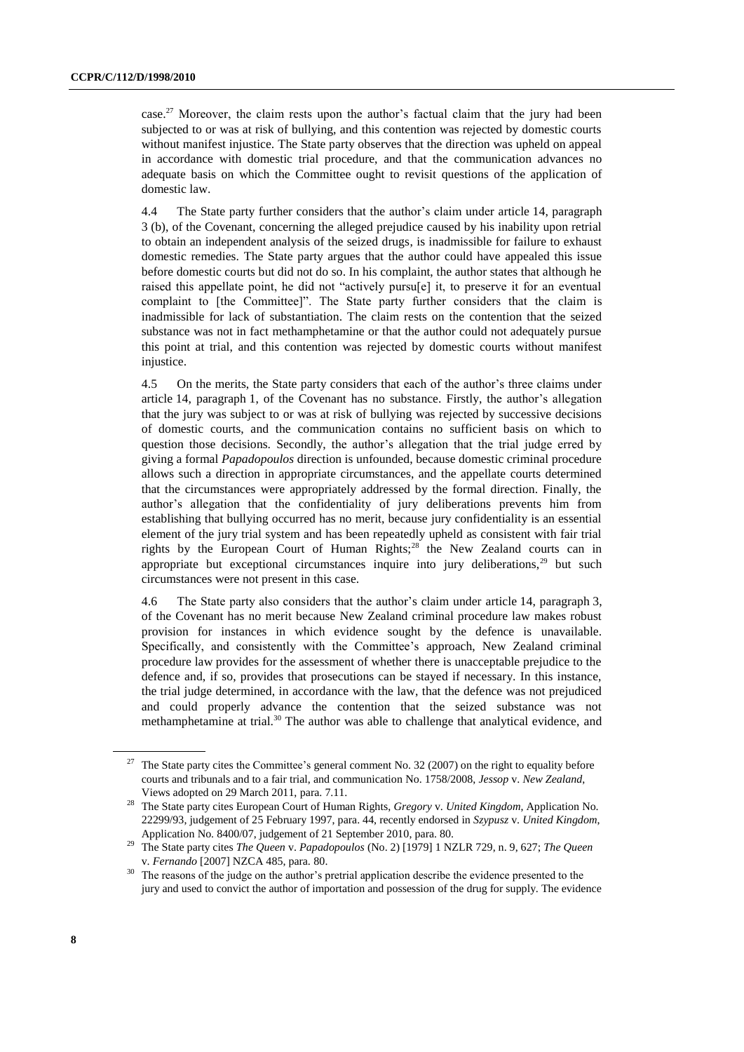case.[27] Moreover, the claim rests upon the author's factual claim that the jury had been subjected to or was at risk of bullying, and this contention was rejected by domestic courts without manifest injustice. The State party observes that the direction was upheld on appeal in accordance with domestic trial procedure, and that the communication advances no adequate basis on which the Committee ought to revisit questions of the application of domestic law.

4.4 The State party further considers that the author's claim under article 14, paragraph 3 (b), of the Covenant, concerning the alleged prejudice caused by his inability upon retrial to obtain an independent analysis of the seized drugs, is inadmissible for failure to exhaust domestic remedies. The State party argues that the author could have appealed this issue before domestic courts but did not do so. In his complaint, the author states that although he raised this appellate point, he did not "actively pursu[e] it, to preserve it for an eventual complaint to [the Committee]". The State party further considers that the claim is inadmissible for lack of substantiation. The claim rests on the contention that the seized substance was not in fact methamphetamine or that the author could not adequately pursue this point at trial, and this contention was rejected by domestic courts without manifest injustice.

4.5 On the merits, the State party considers that each of the author's three claims under article 14, paragraph 1, of the Covenant has no substance. Firstly, the author's allegation that the jury was subject to or was at risk of bullying was rejected by successive decisions of domestic courts, and the communication contains no sufficient basis on which to question those decisions. Secondly, the author's allegation that the trial judge erred by giving a formal *Papadopoulos* direction is unfounded, because domestic criminal procedure allows such a direction in appropriate circumstances, and the appellate courts determined that the circumstances were appropriately addressed by the formal direction. Finally, the author's allegation that the confidentiality of jury deliberations prevents him from establishing that bullying occurred has no merit, because jury confidentiality is an essential element of the jury trial system and has been repeatedly upheld as consistent with fair trial rights by the European Court of Human Rights;[28] the New Zealand courts can in appropriate but exceptional circumstances inquire into jury deliberations,[29] but such circumstances were not present in this case.

4.6 The State party also considers that the author's claim under article 14, paragraph 3, of the Covenant has no merit because New Zealand criminal procedure law makes robust provision for instances in which evidence sought by the defence is unavailable. Specifically, and consistently with the Committee's approach, New Zealand criminal procedure law provides for the assessment of whether there is unacceptable prejudice to the defence and, if so, provides that prosecutions can be stayed if necessary. In this instance, the trial judge determined, in accordance with the law, that the defence was not prejudiced and could properly advance the contention that the seized substance was not methamphetamine at trial.[30] The author was able to challenge that analytical evidence, and

---

[27] The State party cites the Committee's general comment No. 32 (2007) on the right to equality before courts and tribunals and to a fair trial, and communication No. 1758/2008, *Jessop* v. *New Zealand*, Views adopted on 29 March 2011, para. 7.11.

[28] The State party cites European Court of Human Rights, *Gregory* v. *United Kingdom*, Application No. 22299/93, judgement of 25 February 1997, para. 44, recently endorsed in *Szypusz* v. *United Kingdom*, Application No. 8400/07, judgement of 21 September 2010, para. 80.

[29] The State party cites *The Queen* v. *Papadopoulos* (No. 2) [1979] 1 NZLR 729, n. 9, 627; *The Queen* v. *Fernando* [2007] NZCA 485, para. 80.

[30] The reasons of the judge on the author's pretrial application describe the evidence presented to the jury and used to convict the author of importation and possession of the drug for supply. The evidence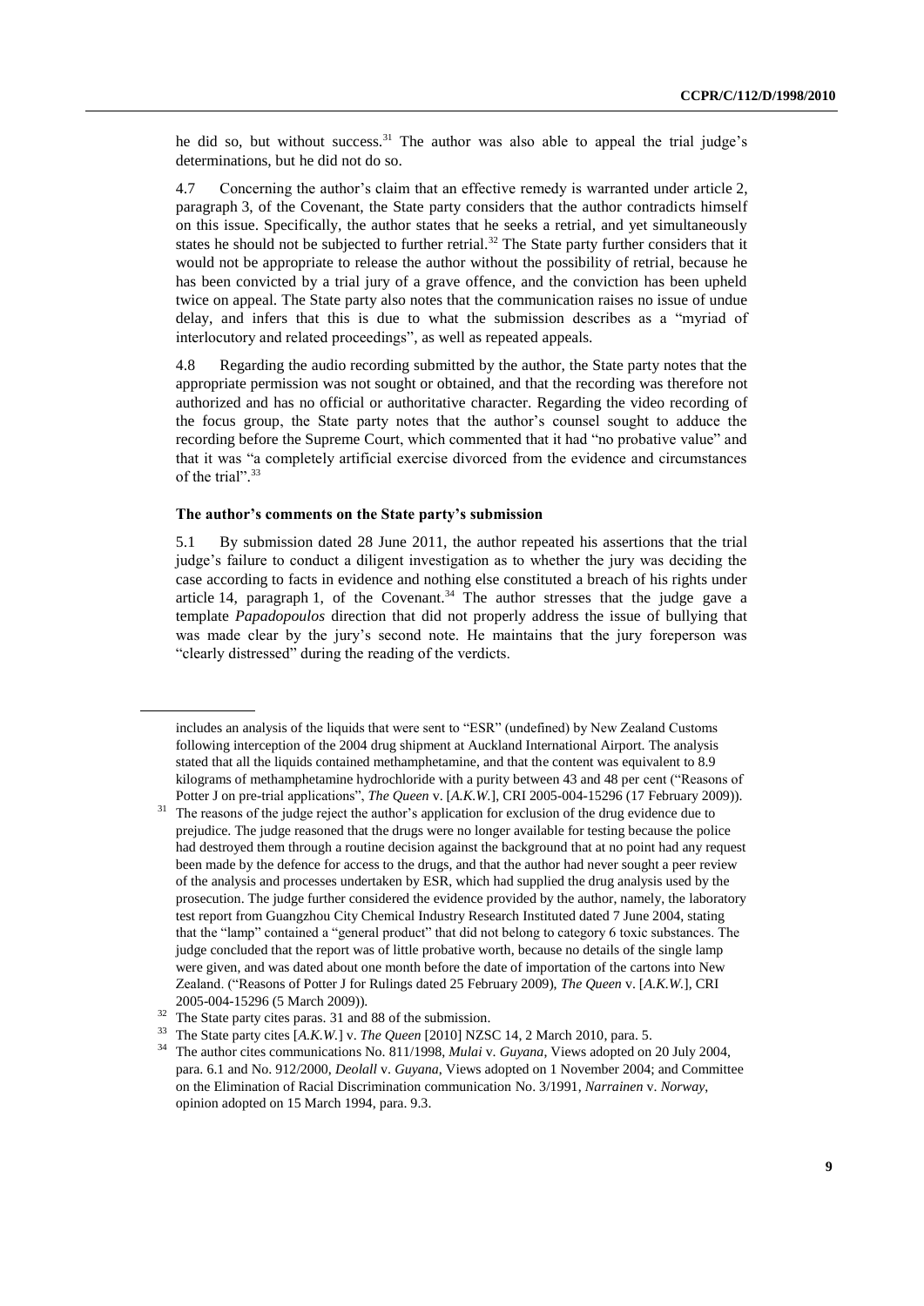he did so, but without success.[31] The author was also able to appeal the trial judge's determinations, but he did not do so.

4.7 Concerning the author's claim that an effective remedy is warranted under article 2, paragraph 3, of the Covenant, the State party considers that the author contradicts himself on this issue. Specifically, the author states that he seeks a retrial, and yet simultaneously states he should not be subjected to further retrial.[32] The State party further considers that it would not be appropriate to release the author without the possibility of retrial, because he has been convicted by a trial jury of a grave offence, and the conviction has been upheld twice on appeal. The State party also notes that the communication raises no issue of undue delay, and infers that this is due to what the submission describes as a "myriad of interlocutory and related proceedings", as well as repeated appeals.

4.8 Regarding the audio recording submitted by the author, the State party notes that the appropriate permission was not sought or obtained, and that the recording was therefore not authorized and has no official or authoritative character. Regarding the video recording of the focus group, the State party notes that the author's counsel sought to adduce the recording before the Supreme Court, which commented that it had "no probative value" and that it was "a completely artificial exercise divorced from the evidence and circumstances of the trial".[33]

### The author's comments on the State party's submission

5.1 By submission dated 28 June 2011, the author repeated his assertions that the trial judge's failure to conduct a diligent investigation as to whether the jury was deciding the case according to facts in evidence and nothing else constituted a breach of his rights under article 14, paragraph 1, of the Covenant.[34] The author stresses that the judge gave a template *Papadopoulos* direction that did not properly address the issue of bullying that was made clear by the jury's second note. He maintains that the jury foreperson was "clearly distressed" during the reading of the verdicts.

---

includes an analysis of the liquids that were sent to "ESR" (undefined) by New Zealand Customs following interception of the 2004 drug shipment at Auckland International Airport. The analysis stated that all the liquids contained methamphetamine, and that the content was equivalent to 8.9 kilograms of methamphetamine hydrochloride with a purity between 43 and 48 per cent ("Reasons of Potter J on pre-trial applications", *The Queen* v. [*A.K.W.*], CRI 2005-004-15296 (17 February 2009)).

[31] The reasons of the judge reject the author's application for exclusion of the drug evidence due to prejudice. The judge reasoned that the drugs were no longer available for testing because the police had destroyed them through a routine decision against the background that at no point had any request been made by the defence for access to the drugs, and that the author had never sought a peer review of the analysis and processes undertaken by ESR, which had supplied the drug analysis used by the prosecution. The judge further considered the evidence provided by the author, namely, the laboratory test report from Guangzhou City Chemical Industry Research Instituted dated 7 June 2004, stating that the "lamp" contained a "general product" that did not belong to category 6 toxic substances. The judge concluded that the report was of little probative worth, because no details of the single lamp were given, and was dated about one month before the date of importation of the cartons into New Zealand. ("Reasons of Potter J for Rulings dated 25 February 2009), *The Queen* v. [*A.K.W.*], CRI 2005-004-15296 (5 March 2009)).

[32] The State party cites paras. 31 and 88 of the submission.

[33] The State party cites [*A.K.W.*] v. *The Queen* [2010] NZSC 14, 2 March 2010, para. 5.

[34] The author cites communications No. 811/1998, *Mulai* v. *Guyana*, Views adopted on 20 July 2004, para. 6.1 and No. 912/2000, *Deolall* v. *Guyana*, Views adopted on 1 November 2004; and Committee on the Elimination of Racial Discrimination communication No. 3/1991, *Narrainen* v. *Norway*, opinion adopted on 15 March 1994, para. 9.3.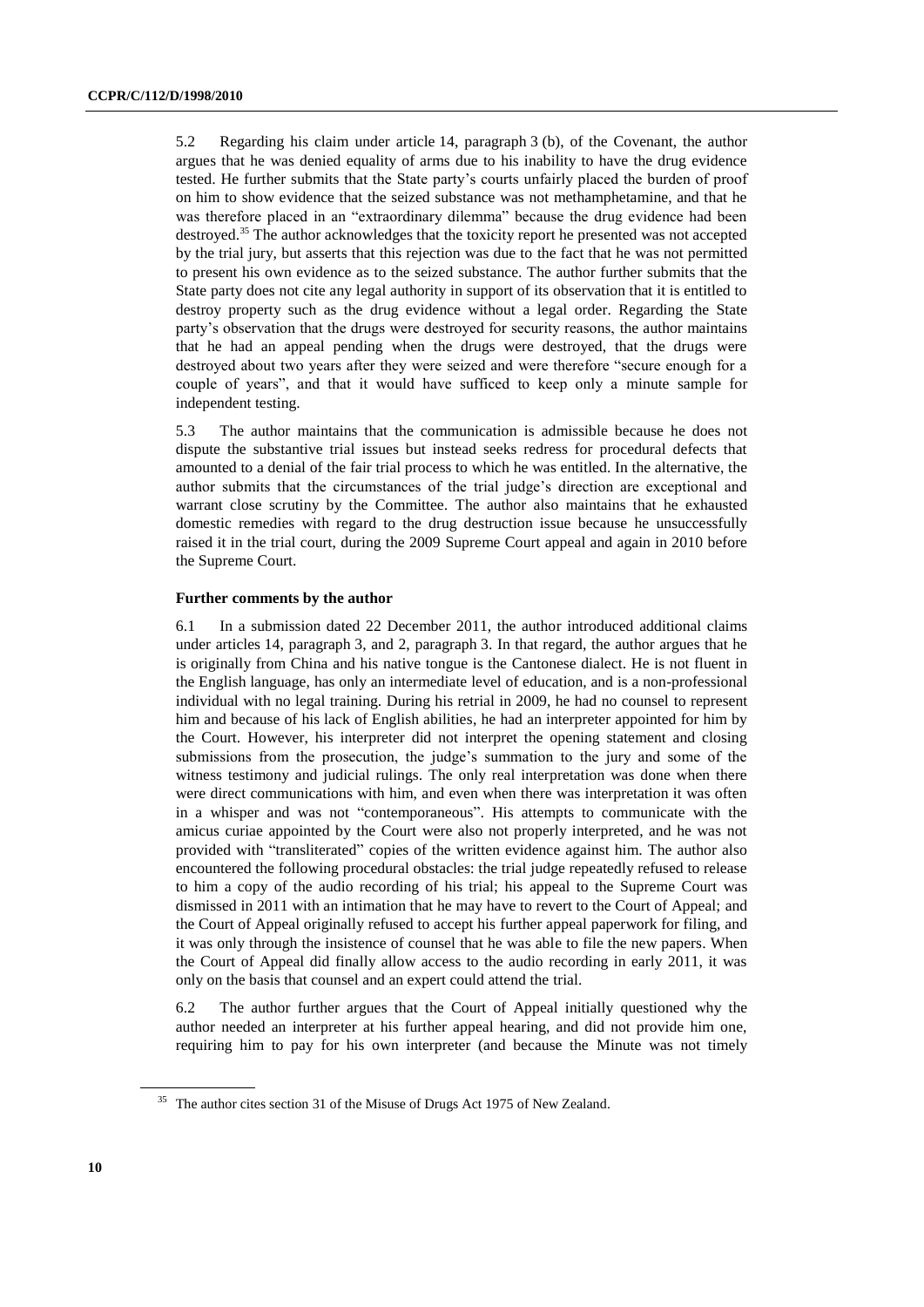5.2 Regarding his claim under article 14, paragraph 3 (b), of the Covenant, the author argues that he was denied equality of arms due to his inability to have the drug evidence tested. He further submits that the State party's courts unfairly placed the burden of proof on him to show evidence that the seized substance was not methamphetamine, and that he was therefore placed in an "extraordinary dilemma" because the drug evidence had been destroyed.[35] The author acknowledges that the toxicity report he presented was not accepted by the trial jury, but asserts that this rejection was due to the fact that he was not permitted to present his own evidence as to the seized substance. The author further submits that the State party does not cite any legal authority in support of its observation that it is entitled to destroy property such as the drug evidence without a legal order. Regarding the State party's observation that the drugs were destroyed for security reasons, the author maintains that he had an appeal pending when the drugs were destroyed, that the drugs were destroyed about two years after they were seized and were therefore "secure enough for a couple of years", and that it would have sufficed to keep only a minute sample for independent testing.

5.3 The author maintains that the communication is admissible because he does not dispute the substantive trial issues but instead seeks redress for procedural defects that amounted to a denial of the fair trial process to which he was entitled. In the alternative, the author submits that the circumstances of the trial judge's direction are exceptional and warrant close scrutiny by the Committee. The author also maintains that he exhausted domestic remedies with regard to the drug destruction issue because he unsuccessfully raised it in the trial court, during the 2009 Supreme Court appeal and again in 2010 before the Supreme Court.

**Further comments by the author**

6.1 In a submission dated 22 December 2011, the author introduced additional claims under articles 14, paragraph 3, and 2, paragraph 3. In that regard, the author argues that he is originally from China and his native tongue is the Cantonese dialect. He is not fluent in the English language, has only an intermediate level of education, and is a non-professional individual with no legal training. During his retrial in 2009, he had no counsel to represent him and because of his lack of English abilities, he had an interpreter appointed for him by the Court. However, his interpreter did not interpret the opening statement and closing submissions from the prosecution, the judge's summation to the jury and some of the witness testimony and judicial rulings. The only real interpretation was done when there were direct communications with him, and even when there was interpretation it was often in a whisper and was not "contemporaneous". His attempts to communicate with the amicus curiae appointed by the Court were also not properly interpreted, and he was not provided with "transliterated" copies of the written evidence against him. The author also encountered the following procedural obstacles: the trial judge repeatedly refused to release to him a copy of the audio recording of his trial; his appeal to the Supreme Court was dismissed in 2011 with an intimation that he may have to revert to the Court of Appeal; and the Court of Appeal originally refused to accept his further appeal paperwork for filing, and it was only through the insistence of counsel that he was able to file the new papers. When the Court of Appeal did finally allow access to the audio recording in early 2011, it was only on the basis that counsel and an expert could attend the trial.

6.2 The author further argues that the Court of Appeal initially questioned why the author needed an interpreter at his further appeal hearing, and did not provide him one, requiring him to pay for his own interpreter (and because the Minute was not timely

[35] The author cites section 31 of the Misuse of Drugs Act 1975 of New Zealand.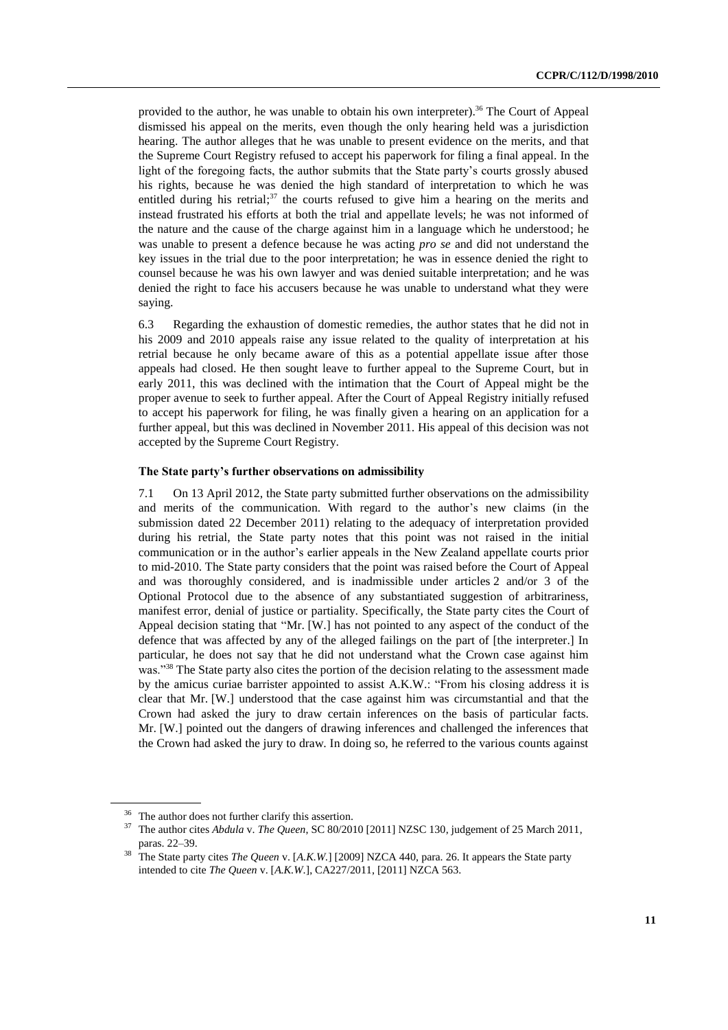provided to the author, he was unable to obtain his own interpreter).[36] The Court of Appeal dismissed his appeal on the merits, even though the only hearing held was a jurisdiction hearing. The author alleges that he was unable to present evidence on the merits, and that the Supreme Court Registry refused to accept his paperwork for filing a final appeal. In the light of the foregoing facts, the author submits that the State party's courts grossly abused his rights, because he was denied the high standard of interpretation to which he was entitled during his retrial;[37] the courts refused to give him a hearing on the merits and instead frustrated his efforts at both the trial and appellate levels; he was not informed of the nature and the cause of the charge against him in a language which he understood; he was unable to present a defence because he was acting *pro se* and did not understand the key issues in the trial due to the poor interpretation; he was in essence denied the right to counsel because he was his own lawyer and was denied suitable interpretation; and he was denied the right to face his accusers because he was unable to understand what they were saying.

6.3 Regarding the exhaustion of domestic remedies, the author states that he did not in his 2009 and 2010 appeals raise any issue related to the quality of interpretation at his retrial because he only became aware of this as a potential appellate issue after those appeals had closed. He then sought leave to further appeal to the Supreme Court, but in early 2011, this was declined with the intimation that the Court of Appeal might be the proper avenue to seek to further appeal. After the Court of Appeal Registry initially refused to accept his paperwork for filing, he was finally given a hearing on an application for a further appeal, but this was declined in November 2011. His appeal of this decision was not accepted by the Supreme Court Registry.

### The State party's further observations on admissibility

7.1 On 13 April 2012, the State party submitted further observations on the admissibility and merits of the communication. With regard to the author's new claims (in the submission dated 22 December 2011) relating to the adequacy of interpretation provided during his retrial, the State party notes that this point was not raised in the initial communication or in the author's earlier appeals in the New Zealand appellate courts prior to mid-2010. The State party considers that the point was raised before the Court of Appeal and was thoroughly considered, and is inadmissible under articles 2 and/or 3 of the Optional Protocol due to the absence of any substantiated suggestion of arbitrariness, manifest error, denial of justice or partiality. Specifically, the State party cites the Court of Appeal decision stating that "Mr. [W.] has not pointed to any aspect of the conduct of the defence that was affected by any of the alleged failings on the part of [the interpreter.] In particular, he does not say that he did not understand what the Crown case against him was."[38] The State party also cites the portion of the decision relating to the assessment made by the amicus curiae barrister appointed to assist A.K.W.: "From his closing address it is clear that Mr. [W.] understood that the case against him was circumstantial and that the Crown had asked the jury to draw certain inferences on the basis of particular facts. Mr. [W.] pointed out the dangers of drawing inferences and challenged the inferences that the Crown had asked the jury to draw. In doing so, he referred to the various counts against

---

[36] The author does not further clarify this assertion.

[37] The author cites *Abdula* v. *The Queen*, SC 80/2010 [2011] NZSC 130, judgement of 25 March 2011, paras. 22–39.

[38] The State party cites *The Queen* v. [*A.K.W.*] [2009] NZCA 440, para. 26. It appears the State party intended to cite *The Queen* v. [*A.K.W.*], CA227/2011, [2011] NZCA 563.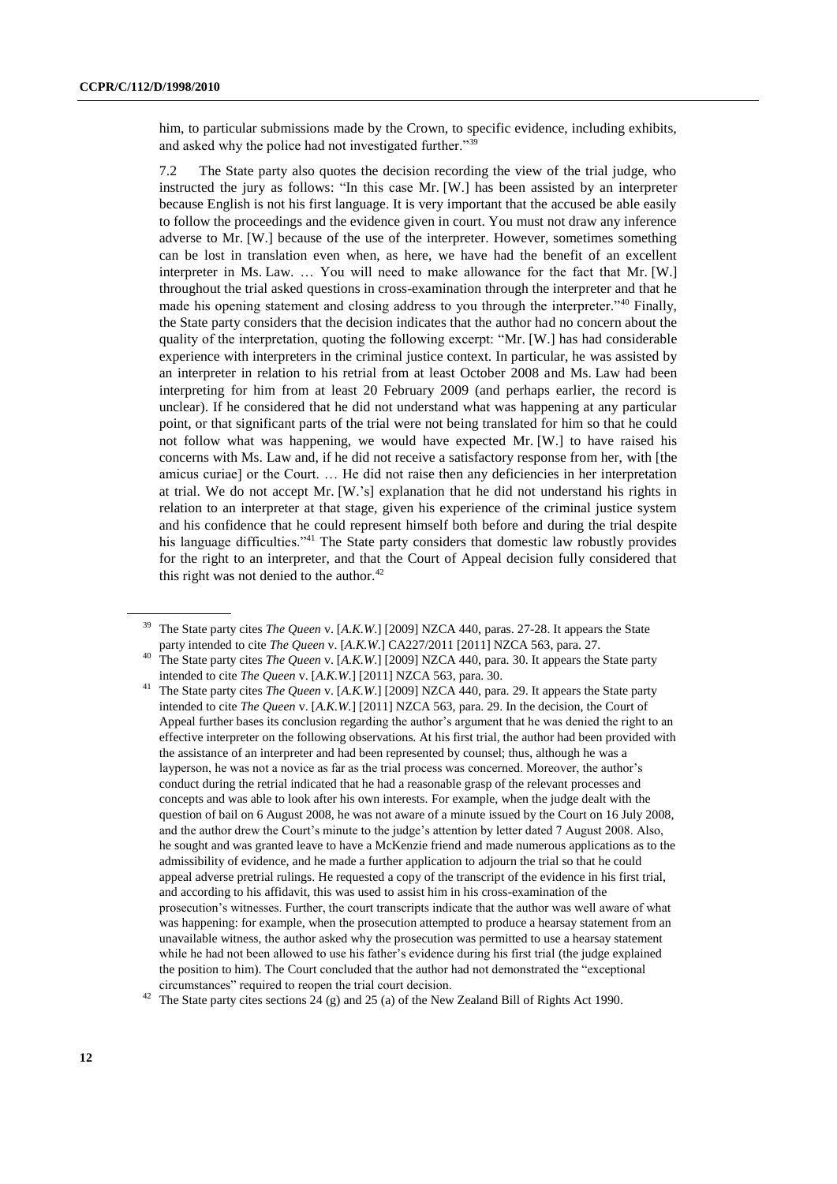him, to particular submissions made by the Crown, to specific evidence, including exhibits, and asked why the police had not investigated further."[39]

7.2 The State party also quotes the decision recording the view of the trial judge, who instructed the jury as follows: "In this case Mr. [W.] has been assisted by an interpreter because English is not his first language. It is very important that the accused be able easily to follow the proceedings and the evidence given in court. You must not draw any inference adverse to Mr. [W.] because of the use of the interpreter. However, sometimes something can be lost in translation even when, as here, we have had the benefit of an excellent interpreter in Ms. Law. … You will need to make allowance for the fact that Mr. [W.] throughout the trial asked questions in cross-examination through the interpreter and that he made his opening statement and closing address to you through the interpreter."[40] Finally, the State party considers that the decision indicates that the author had no concern about the quality of the interpretation, quoting the following excerpt: "Mr. [W.] has had considerable experience with interpreters in the criminal justice context. In particular, he was assisted by an interpreter in relation to his retrial from at least October 2008 and Ms. Law had been interpreting for him from at least 20 February 2009 (and perhaps earlier, the record is unclear). If he considered that he did not understand what was happening at any particular point, or that significant parts of the trial were not being translated for him so that he could not follow what was happening, we would have expected Mr. [W.] to have raised his concerns with Ms. Law and, if he did not receive a satisfactory response from her, with [the amicus curiae] or the Court. … He did not raise then any deficiencies in her interpretation at trial. We do not accept Mr. [W.'s] explanation that he did not understand his rights in relation to an interpreter at that stage, given his experience of the criminal justice system and his confidence that he could represent himself both before and during the trial despite his language difficulties."[41] The State party considers that domestic law robustly provides for the right to an interpreter, and that the Court of Appeal decision fully considered that this right was not denied to the author.[42]

---

[39] The State party cites *The Queen* v. [*A.K.W.*] [2009] NZCA 440, paras. 27-28. It appears the State party intended to cite *The Queen* v. [*A.K.W.*] CA227/2011 [2011] NZCA 563, para. 27.

[40] The State party cites *The Queen* v. [*A.K.W.*] [2009] NZCA 440, para. 30. It appears the State party intended to cite *The Queen* v. [*A.K.W.*] [2011] NZCA 563, para. 30.

[41] The State party cites *The Queen* v. [*A.K.W.*] [2009] NZCA 440, para. 29. It appears the State party intended to cite *The Queen* v. [*A.K.W.*] [2011] NZCA 563, para. 29. In the decision, the Court of Appeal further bases its conclusion regarding the author's argument that he was denied the right to an effective interpreter on the following observations. At his first trial, the author had been provided with the assistance of an interpreter and had been represented by counsel; thus, although he was a layperson, he was not a novice as far as the trial process was concerned. Moreover, the author's conduct during the retrial indicated that he had a reasonable grasp of the relevant processes and concepts and was able to look after his own interests. For example, when the judge dealt with the question of bail on 6 August 2008, he was not aware of a minute issued by the Court on 16 July 2008, and the author drew the Court's minute to the judge's attention by letter dated 7 August 2008. Also, he sought and was granted leave to have a McKenzie friend and made numerous applications as to the admissibility of evidence, and he made a further application to adjourn the trial so that he could appeal adverse pretrial rulings. He requested a copy of the transcript of the evidence in his first trial, and according to his affidavit, this was used to assist him in his cross-examination of the prosecution's witnesses. Further, the court transcripts indicate that the author was well aware of what was happening: for example, when the prosecution attempted to produce a hearsay statement from an unavailable witness, the author asked why the prosecution was permitted to use a hearsay statement while he had not been allowed to use his father's evidence during his first trial (the judge explained the position to him). The Court concluded that the author had not demonstrated the "exceptional circumstances" required to reopen the trial court decision.

[42] The State party cites sections 24 (g) and 25 (a) of the New Zealand Bill of Rights Act 1990.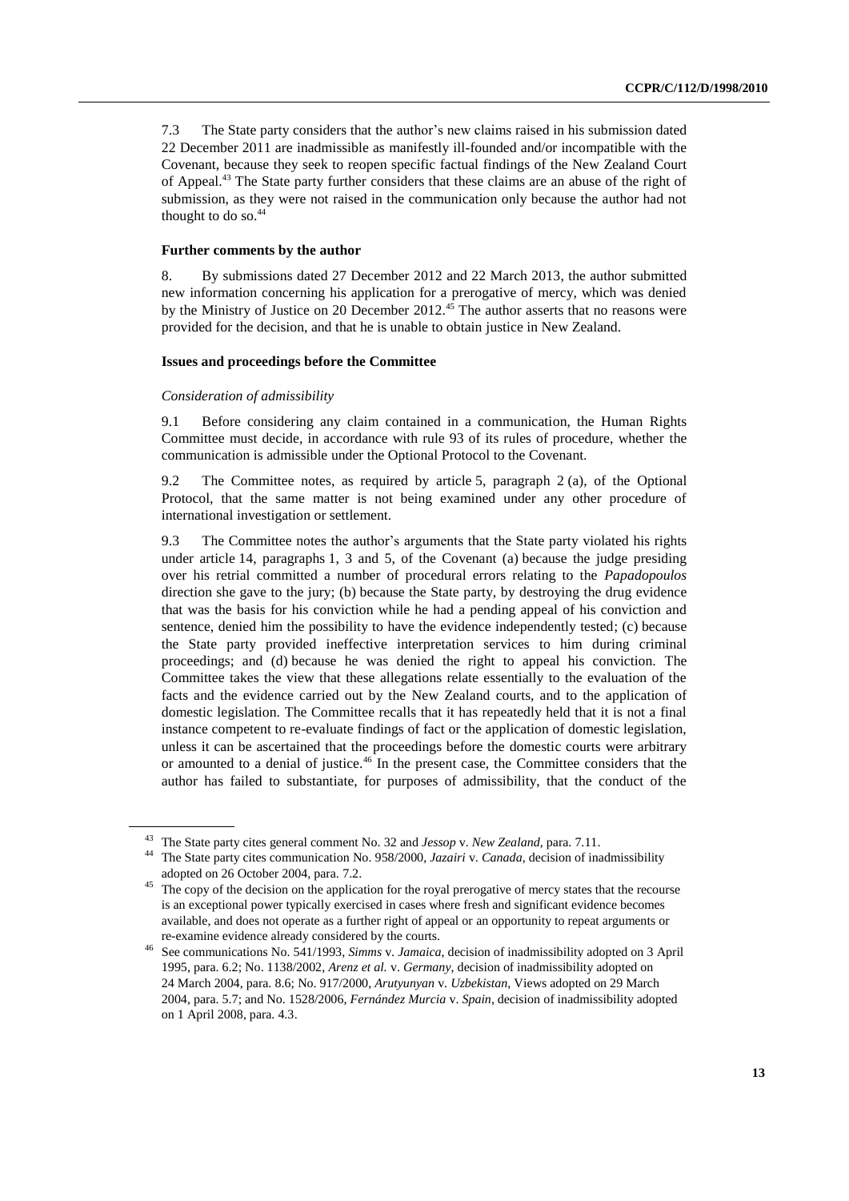7.3 The State party considers that the author's new claims raised in his submission dated 22 December 2011 are inadmissible as manifestly ill-founded and/or incompatible with the Covenant, because they seek to reopen specific factual findings of the New Zealand Court of Appeal.[43] The State party further considers that these claims are an abuse of the right of submission, as they were not raised in the communication only because the author had not thought to do so.[44]

### Further comments by the author

8. By submissions dated 27 December 2012 and 22 March 2013, the author submitted new information concerning his application for a prerogative of mercy, which was denied by the Ministry of Justice on 20 December 2012.[45] The author asserts that no reasons were provided for the decision, and that he is unable to obtain justice in New Zealand.

### Issues and proceedings before the Committee

*Consideration of admissibility*

9.1 Before considering any claim contained in a communication, the Human Rights Committee must decide, in accordance with rule 93 of its rules of procedure, whether the communication is admissible under the Optional Protocol to the Covenant.

9.2 The Committee notes, as required by article 5, paragraph 2 (a), of the Optional Protocol, that the same matter is not being examined under any other procedure of international investigation or settlement.

9.3 The Committee notes the author's arguments that the State party violated his rights under article 14, paragraphs 1, 3 and 5, of the Covenant (a) because the judge presiding over his retrial committed a number of procedural errors relating to the *Papadopoulos* direction she gave to the jury; (b) because the State party, by destroying the drug evidence that was the basis for his conviction while he had a pending appeal of his conviction and sentence, denied him the possibility to have the evidence independently tested; (c) because the State party provided ineffective interpretation services to him during criminal proceedings; and (d) because he was denied the right to appeal his conviction. The Committee takes the view that these allegations relate essentially to the evaluation of the facts and the evidence carried out by the New Zealand courts, and to the application of domestic legislation. The Committee recalls that it has repeatedly held that it is not a final instance competent to re-evaluate findings of fact or the application of domestic legislation, unless it can be ascertained that the proceedings before the domestic courts were arbitrary or amounted to a denial of justice.[46] In the present case, the Committee considers that the author has failed to substantiate, for purposes of admissibility, that the conduct of the

---

[43] The State party cites general comment No. 32 and *Jessop* v. *New Zealand*, para. 7.11.

[44] The State party cites communication No. 958/2000, *Jazairi* v. *Canada*, decision of inadmissibility adopted on 26 October 2004, para. 7.2.

[45] The copy of the decision on the application for the royal prerogative of mercy states that the recourse is an exceptional power typically exercised in cases where fresh and significant evidence becomes available, and does not operate as a further right of appeal or an opportunity to repeat arguments or re-examine evidence already considered by the courts.

[46] See communications No. 541/1993, *Simms* v. *Jamaica*, decision of inadmissibility adopted on 3 April 1995, para. 6.2; No. 1138/2002, *Arenz et al.* v. *Germany*, decision of inadmissibility adopted on 24 March 2004, para. 8.6; No. 917/2000, *Arutyunyan* v. *Uzbekistan*, Views adopted on 29 March 2004, para. 5.7; and No. 1528/2006, *Fernández Murcia* v. *Spain*, decision of inadmissibility adopted on 1 April 2008, para. 4.3.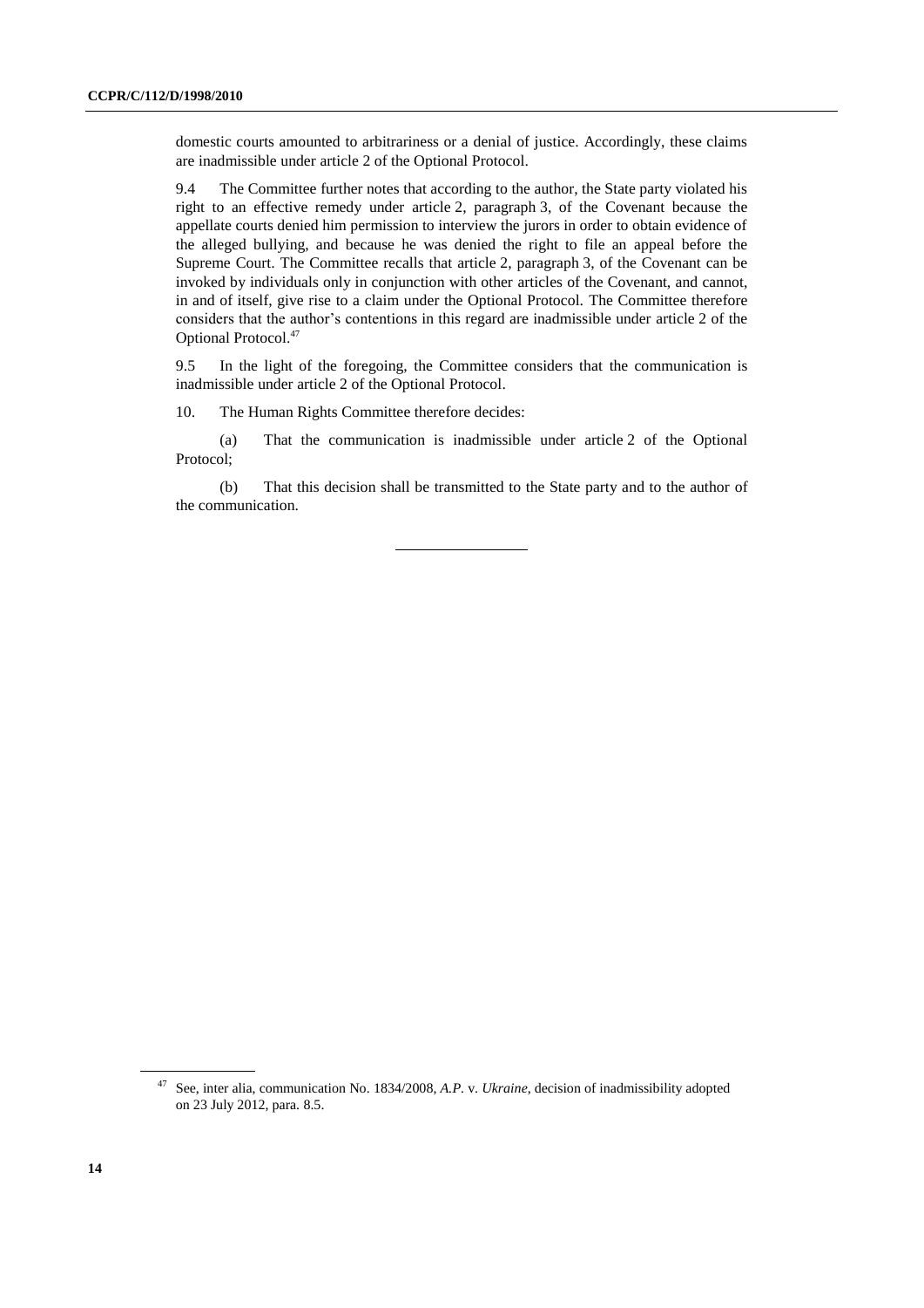domestic courts amounted to arbitrariness or a denial of justice. Accordingly, these claims are inadmissible under article 2 of the Optional Protocol.

9.4 The Committee further notes that according to the author, the State party violated his right to an effective remedy under article 2, paragraph 3, of the Covenant because the appellate courts denied him permission to interview the jurors in order to obtain evidence of the alleged bullying, and because he was denied the right to file an appeal before the Supreme Court. The Committee recalls that article 2, paragraph 3, of the Covenant can be invoked by individuals only in conjunction with other articles of the Covenant, and cannot, in and of itself, give rise to a claim under the Optional Protocol. The Committee therefore considers that the author's contentions in this regard are inadmissible under article 2 of the Optional Protocol.[47]

9.5 In the light of the foregoing, the Committee considers that the communication is inadmissible under article 2 of the Optional Protocol.

10. The Human Rights Committee therefore decides:

(a) That the communication is inadmissible under article 2 of the Optional Protocol;

(b) That this decision shall be transmitted to the State party and to the author of the communication.

---

[47] See, inter alia, communication No. 1834/2008, *A.P.* v. *Ukraine*, decision of inadmissibility adopted on 23 July 2012, para. 8.5.